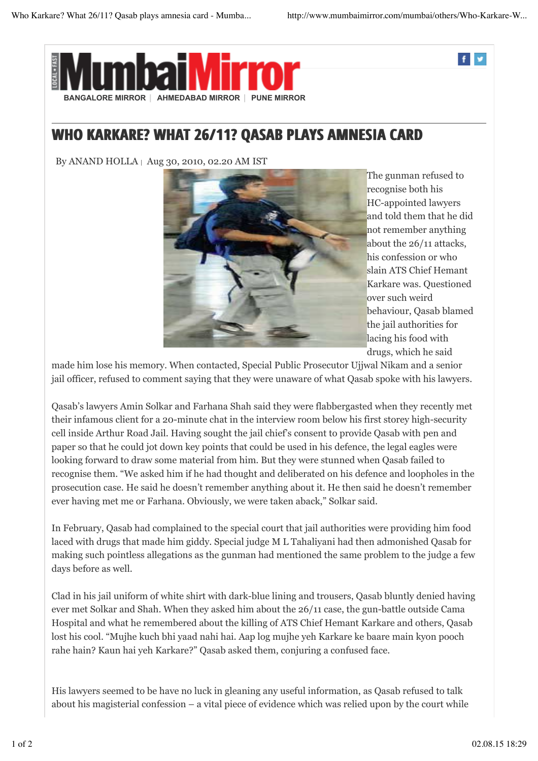# WHO KARKARE? WHAT 26/11? QASAB PLAYS AMNESIA CARD

By ANAND HOLLA | Aug 30, 2010, 02.20 AM IST

The gunman refused to recognise both his HC-appointed lawyers and told them that he did not remember anything about the 26/11 attacks, his confession or who slain ATS Chief Hemant Karkare was. Questioned over such weird behaviour, Qasab blamed the jail authorities for lacing his food with drugs, which he said made him lose his memory. When contacted, Special Public Prosecutor Ujjwal Nikam and a senior jail officer, refused to comment saying that they were unaware of what Qasab spoke with his lawyers.

Qasab's lawyers Amin Solkar and Farhana Shah said they were flabbergasted when they recently met their infamous client for a 20-minute chat in the interview room below his first storey high-security cell inside Arthur Road Jail. Having sought the jail chief's consent to provide Qasab with pen and paper so that he could jot down key points that could be used in his defence, the legal eagles were looking forward to draw some material from him. But they were stunned when Qasab failed to recognise them. "We asked him if he had thought and deliberated on his defence and loopholes in the prosecution case. He said he doesn't remember anything about it. He then said he doesn't remember ever having met me or Farhana. Obviously, we were taken aback," Solkar said.

In February, Qasab had complained to the special court that jail authorities were providing him food laced with drugs that made him giddy. Special judge M L Tahaliyani had then admonished Qasab for making such pointless allegations as the gunman had mentioned the same problem to the judge a few days before as well.

Clad in his jail uniform of white shirt with dark-blue lining and trousers, Qasab bluntly denied having ever met Solkar and Shah. When they asked him about the 26/11 case, the gun-battle outside Cama Hospital and what he remembered about the killing of ATS Chief Hemant Karkare and others, Qasab lost his cool. "Mujhe kuch bhi yaad nahi hai. Aap log mujhe yeh Karkare ke baare main kyon pooch rahe hain? Kaun hai yeh Karkare?" Qasab asked them, conjuring a confused face.

His lawyers seemed to be have no luck in gleaning any useful information, as Qasab refused to talk about his magisterial confession – a vital piece of evidence which was relied upon by the court while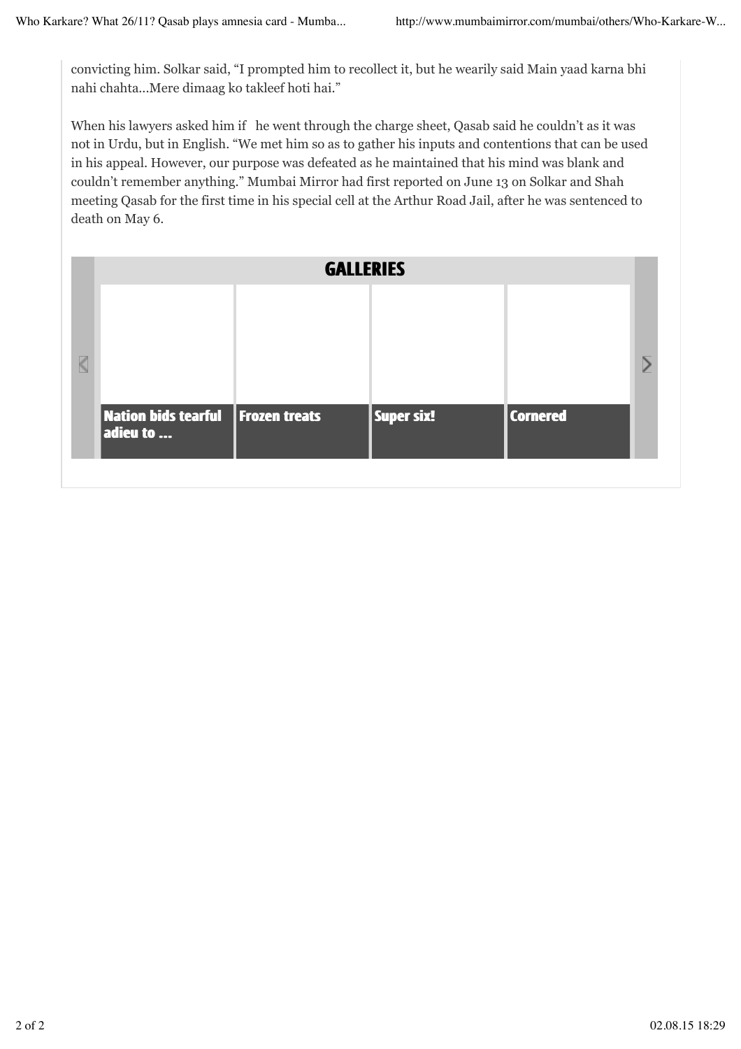convicting him. Solkar said, "I prompted him to recollect it, but he wearily said Main yaad karna bhi nahi chahta...Mere dimaag ko takleef hoti hai."

When his lawyers asked him if he went through the charge sheet, Qasab said he couldn't as it was not in Urdu, but in English. "We met him so as to gather his inputs and contentions that can be used in his appeal. However, our purpose was defeated as he maintained that his mind was blank and couldn't remember anything." Mumbai Mirror had first reported on June 13 on Solkar and Shah meeting Qasab for the first time in his special cell at the Arthur Road Jail, after he was sentenced to death on May 6.

## GALLERIES

**Nation bids tearful adieu to ...**

**Frozen treats**

**Super six!**

**Cornered**